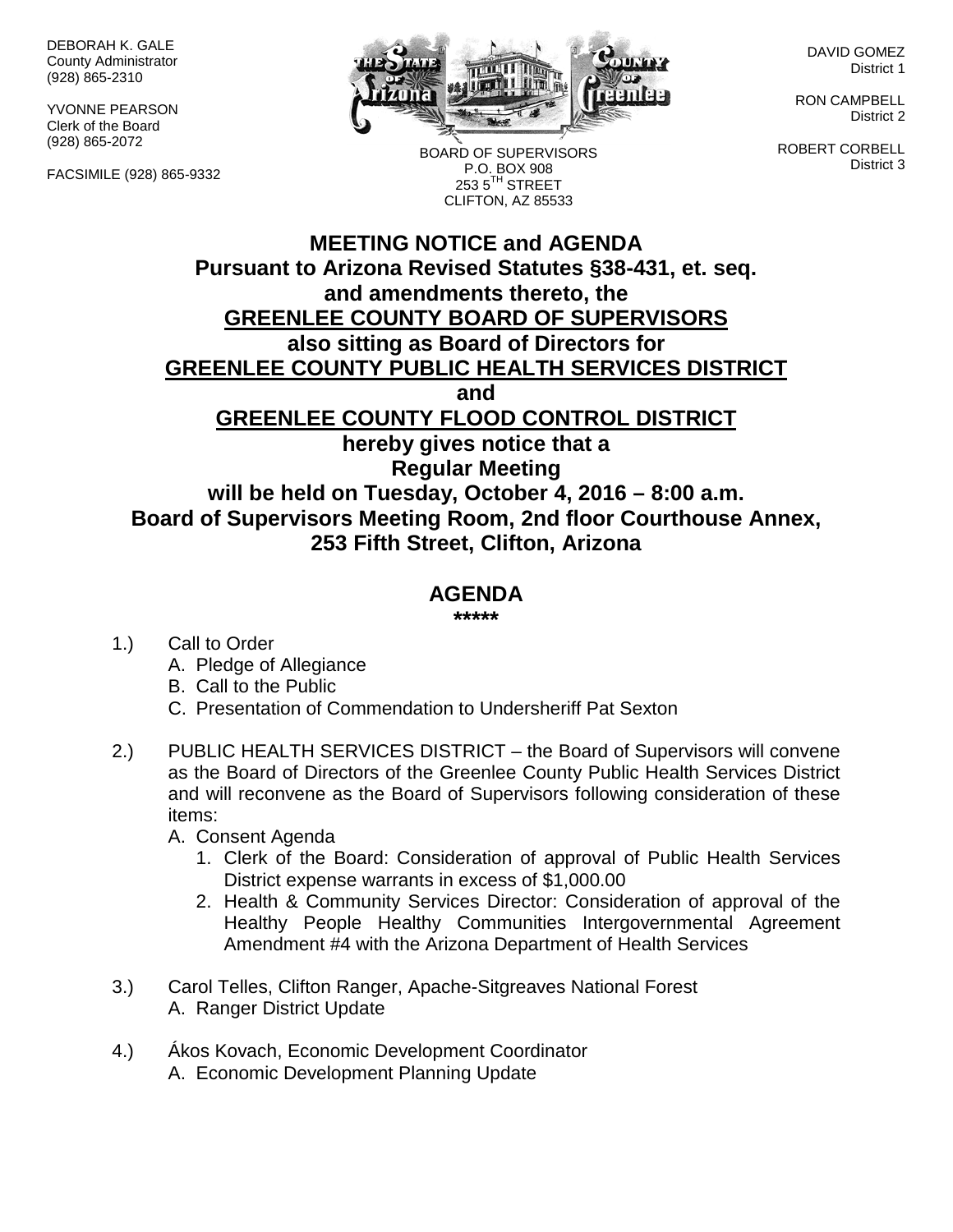DEBORAH K. GALE
County Administrator
(928) 865-2310

YVONNE PEARSON
Clerk of the Board
(928) 865-2072

FACSIMILE (928) 865-9332

BOARD OF SUPERVISORS
P.O. BOX 908
253 5TH STREET
CLIFTON, AZ 85533

DAVID GOMEZ
District 1

RON CAMPBELL
District 2

ROBERT CORBELL
District 3

# MEETING NOTICE and AGENDA

**Pursuant to Arizona Revised Statutes §38-431, et. seq. and amendments thereto, the**

**GREENLEE COUNTY BOARD OF SUPERVISORS**

**also sitting as Board of Directors for**

**GREENLEE COUNTY PUBLIC HEALTH SERVICES DISTRICT**

**and**

**GREENLEE COUNTY FLOOD CONTROL DISTRICT**

**hereby gives notice that a**

**Regular Meeting**

**will be held on Tuesday, October 4, 2016 – 8:00 a.m.**

**Board of Supervisors Meeting Room, 2nd floor Courthouse Annex, 253 Fifth Street, Clifton, Arizona**

## AGENDA

**\*\*\*\*\***

1.) Call to Order
   - A. Pledge of Allegiance
   - B. Call to the Public
   - C. Presentation of Commendation to Undersheriff Pat Sexton

2.) PUBLIC HEALTH SERVICES DISTRICT – the Board of Supervisors will convene as the Board of Directors of the Greenlee County Public Health Services District and will reconvene as the Board of Supervisors following consideration of these items:
   - A. Consent Agenda
     1. Clerk of the Board: Consideration of approval of Public Health Services District expense warrants in excess of $1,000.00
     2. Health & Community Services Director: Consideration of approval of the Healthy People Healthy Communities Intergovernmental Agreement Amendment #4 with the Arizona Department of Health Services

3.) Carol Telles, Clifton Ranger, Apache-Sitgreaves National Forest
   - A. Ranger District Update

4.) Ákos Kovach, Economic Development Coordinator
   - A. Economic Development Planning Update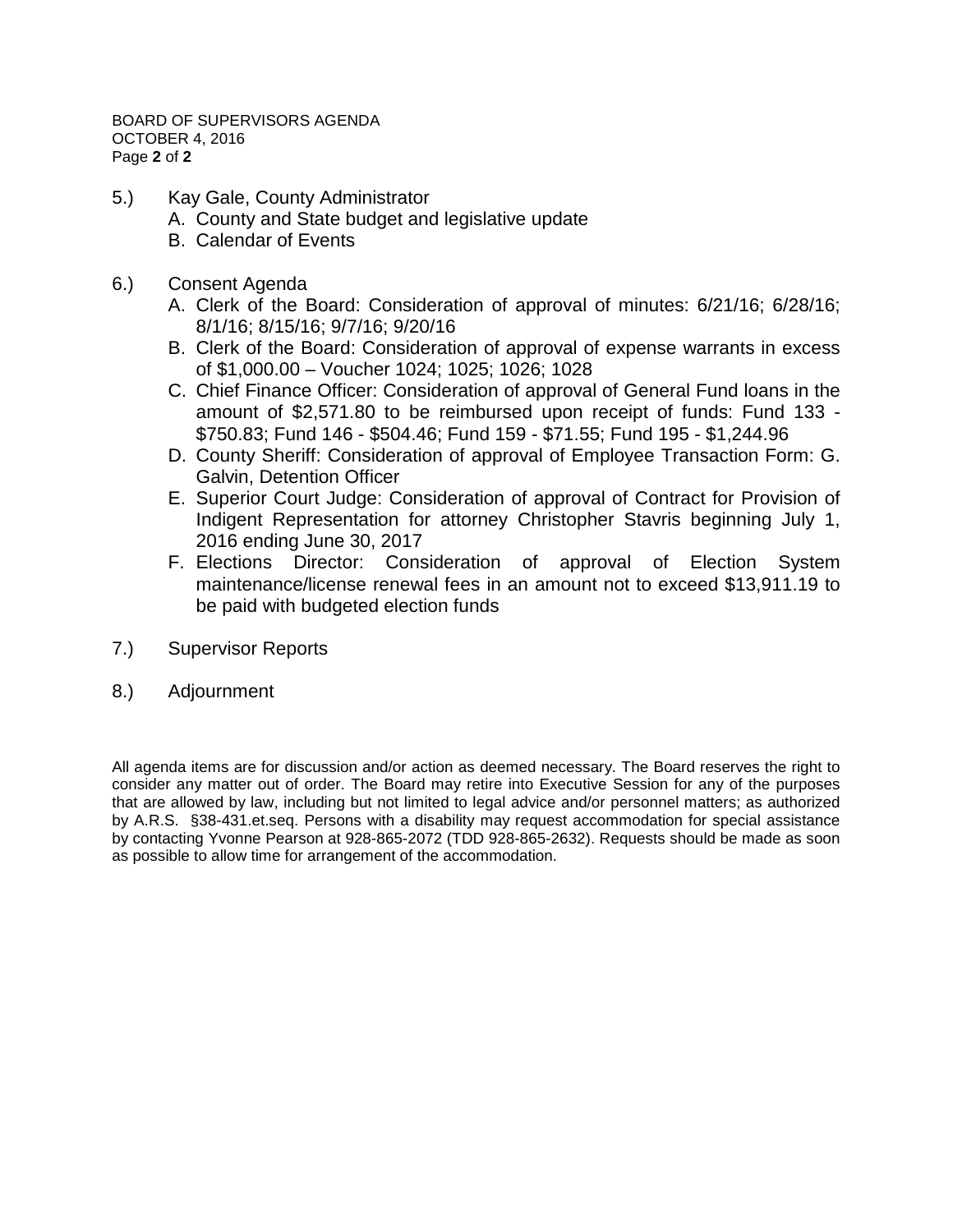5.) Kay Gale, County Administrator
   A. County and State budget and legislative update
   B. Calendar of Events

6.) Consent Agenda
   A. Clerk of the Board: Consideration of approval of minutes: 6/21/16; 6/28/16; 8/1/16; 8/15/16; 9/7/16; 9/20/16
   B. Clerk of the Board: Consideration of approval of expense warrants in excess of $1,000.00 – Voucher 1024; 1025; 1026; 1028
   C. Chief Finance Officer: Consideration of approval of General Fund loans in the amount of $2,571.80 to be reimbursed upon receipt of funds: Fund 133 - $750.83; Fund 146 - $504.46; Fund 159 - $71.55; Fund 195 - $1,244.96
   D. County Sheriff: Consideration of approval of Employee Transaction Form: G. Galvin, Detention Officer
   E. Superior Court Judge: Consideration of approval of Contract for Provision of Indigent Representation for attorney Christopher Stavris beginning July 1, 2016 ending June 30, 2017
   F. Elections Director: Consideration of approval of Election System maintenance/license renewal fees in an amount not to exceed $13,911.19 to be paid with budgeted election funds

7.) Supervisor Reports

8.) Adjournment

All agenda items are for discussion and/or action as deemed necessary. The Board reserves the right to consider any matter out of order. The Board may retire into Executive Session for any of the purposes that are allowed by law, including but not limited to legal advice and/or personnel matters; as authorized by A.R.S. §38-431.et.seq. Persons with a disability may request accommodation for special assistance by contacting Yvonne Pearson at 928-865-2072 (TDD 928-865-2632). Requests should be made as soon as possible to allow time for arrangement of the accommodation.